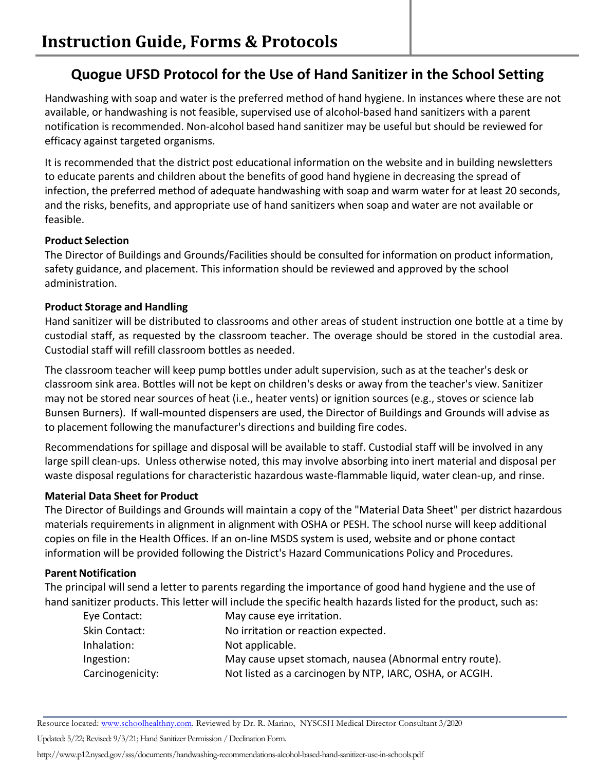# Instruction Guide, Forms & Protocols

## Quogue UFSD Protocol for the Use of Hand Sanitizer in the School Setting

Handwashing with soap and water is the preferred method of hand hygiene. In instances where these are not available, or handwashing is not feasible, supervised use of alcohol-based hand sanitizers with a parent notification is recommended. Non-alcohol based hand sanitizer may be useful but should be reviewed for efficacy against targeted organisms.

It is recommended that the district post educational information on the website and in building newsletters to educate parents and children about the benefits of good hand hygiene in decreasing the spread of infection, the preferred method of adequate handwashing with soap and warm water for at least 20 seconds, and the risks, benefits, and appropriate use of hand sanitizers when soap and water are not available or feasible.

**Product Selection**

The Director of Buildings and Grounds/Facilities should be consulted for information on product information, safety guidance, and placement. This information should be reviewed and approved by the school administration.

**Product Storage and Handling**

Hand sanitizer will be distributed to classrooms and other areas of student instruction one bottle at a time by custodial staff, as requested by the classroom teacher. The overage should be stored in the custodial area. Custodial staff will refill classroom bottles as needed.

The classroom teacher will keep pump bottles under adult supervision, such as at the teacher's desk or classroom sink area. Bottles will not be kept on children's desks or away from the teacher's view. Sanitizer may not be stored near sources of heat (i.e., heater vents) or ignition sources (e.g., stoves or science lab Bunsen Burners). If wall-mounted dispensers are used, the Director of Buildings and Grounds will advise as to placement following the manufacturer's directions and building fire codes.

Recommendations for spillage and disposal will be available to staff. Custodial staff will be involved in any large spill clean-ups. Unless otherwise noted, this may involve absorbing into inert material and disposal per waste disposal regulations for characteristic hazardous waste-flammable liquid, water clean-up, and rinse.

**Material Data Sheet for Product**

The Director of Buildings and Grounds will maintain a copy of the "Material Data Sheet" per district hazardous materials requirements in alignment in alignment with OSHA or PESH. The school nurse will keep additional copies on file in the Health Offices. If an on-line MSDS system is used, website and or phone contact information will be provided following the District's Hazard Communications Policy and Procedures.

**Parent Notification**

The principal will send a letter to parents regarding the importance of good hand hygiene and the use of hand sanitizer products. This letter will include the specific health hazards listed for the product, such as:

| | |
|---|---|
| Eye Contact: | May cause eye irritation. |
| Skin Contact: | No irritation or reaction expected. |
| Inhalation: | Not applicable. |
| Ingestion: | May cause upset stomach, nausea (Abnormal entry route). |
| Carcinogenicity: | Not listed as a carcinogen by NTP, IARC, OSHA, or ACGIH. |

Resource located: www.schoolhealthny.com. Reviewed by Dr. R. Marino, NYSCSH Medical Director Consultant 3/2020

Updated: 5/22; Revised: 9/3/21; Hand Sanitizer Permission / Declination Form.

http://www.p12.nysed.gov/sss/documents/handwashing-recommendations-alcohol-based-hand-sanitizer-use-in-schools.pdf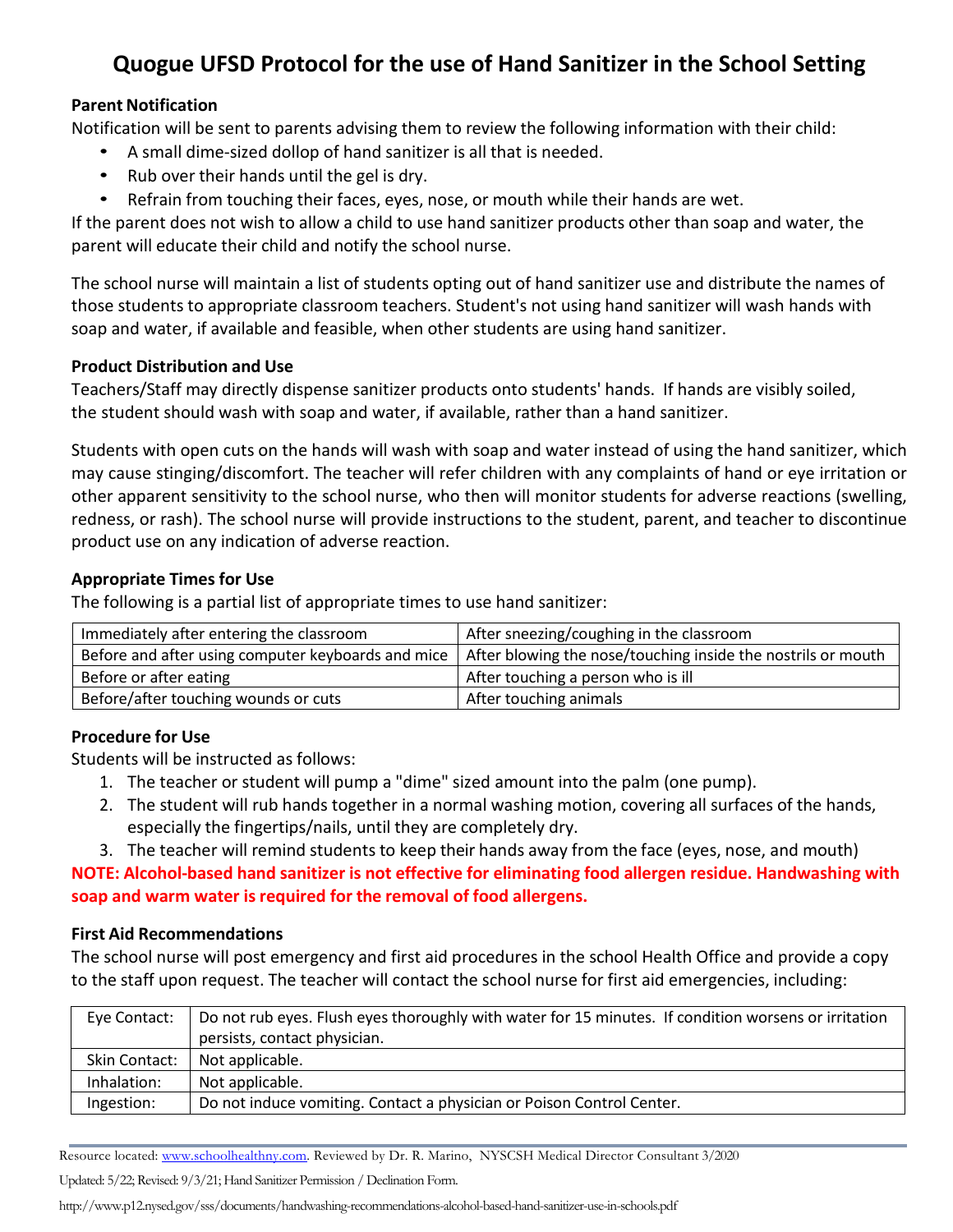# Quogue UFSD Protocol for the use of Hand Sanitizer in the School Setting

**Parent Notification**

Notification will be sent to parents advising them to review the following information with their child:

- A small dime-sized dollop of hand sanitizer is all that is needed.
- Rub over their hands until the gel is dry.
- Refrain from touching their faces, eyes, nose, or mouth while their hands are wet.

If the parent does not wish to allow a child to use hand sanitizer products other than soap and water, the parent will educate their child and notify the school nurse.

The school nurse will maintain a list of students opting out of hand sanitizer use and distribute the names of those students to appropriate classroom teachers. Student's not using hand sanitizer will wash hands with soap and water, if available and feasible, when other students are using hand sanitizer.

**Product Distribution and Use**

Teachers/Staff may directly dispense sanitizer products onto students' hands. If hands are visibly soiled, the student should wash with soap and water, if available, rather than a hand sanitizer.

Students with open cuts on the hands will wash with soap and water instead of using the hand sanitizer, which may cause stinging/discomfort. The teacher will refer children with any complaints of hand or eye irritation or other apparent sensitivity to the school nurse, who then will monitor students for adverse reactions (swelling, redness, or rash). The school nurse will provide instructions to the student, parent, and teacher to discontinue product use on any indication of adverse reaction.

**Appropriate Times for Use**

The following is a partial list of appropriate times to use hand sanitizer:

| | |
|---|---|
| Immediately after entering the classroom | After sneezing/coughing in the classroom |
| Before and after using computer keyboards and mice | After blowing the nose/touching inside the nostrils or mouth |
| Before or after eating | After touching a person who is ill |
| Before/after touching wounds or cuts | After touching animals |

**Procedure for Use**

Students will be instructed as follows:

1. The teacher or student will pump a "dime" sized amount into the palm (one pump).
2. The student will rub hands together in a normal washing motion, covering all surfaces of the hands, especially the fingertips/nails, until they are completely dry.
3. The teacher will remind students to keep their hands away from the face (eyes, nose, and mouth)

**NOTE: Alcohol-based hand sanitizer is not effective for eliminating food allergen residue. Handwashing with soap and warm water is required for the removal of food allergens.**

**First Aid Recommendations**

The school nurse will post emergency and first aid procedures in the school Health Office and provide a copy to the staff upon request. The teacher will contact the school nurse for first aid emergencies, including:

| | |
|---|---|
| Eye Contact: | Do not rub eyes. Flush eyes thoroughly with water for 15 minutes. If condition worsens or irritation persists, contact physician. |
| Skin Contact: | Not applicable. |
| Inhalation: | Not applicable. |
| Ingestion: | Do not induce vomiting. Contact a physician or Poison Control Center. |

Resource located: www.schoolhealthny.com. Reviewed by Dr. R. Marino, NYSCSH Medical Director Consultant 3/2020

Updated: 5/22; Revised: 9/3/21; Hand Sanitizer Permission / Declination Form.

http://www.p12.nysed.gov/sss/documents/handwashing-recommendations-alcohol-based-hand-sanitizer-use-in-schools.pdf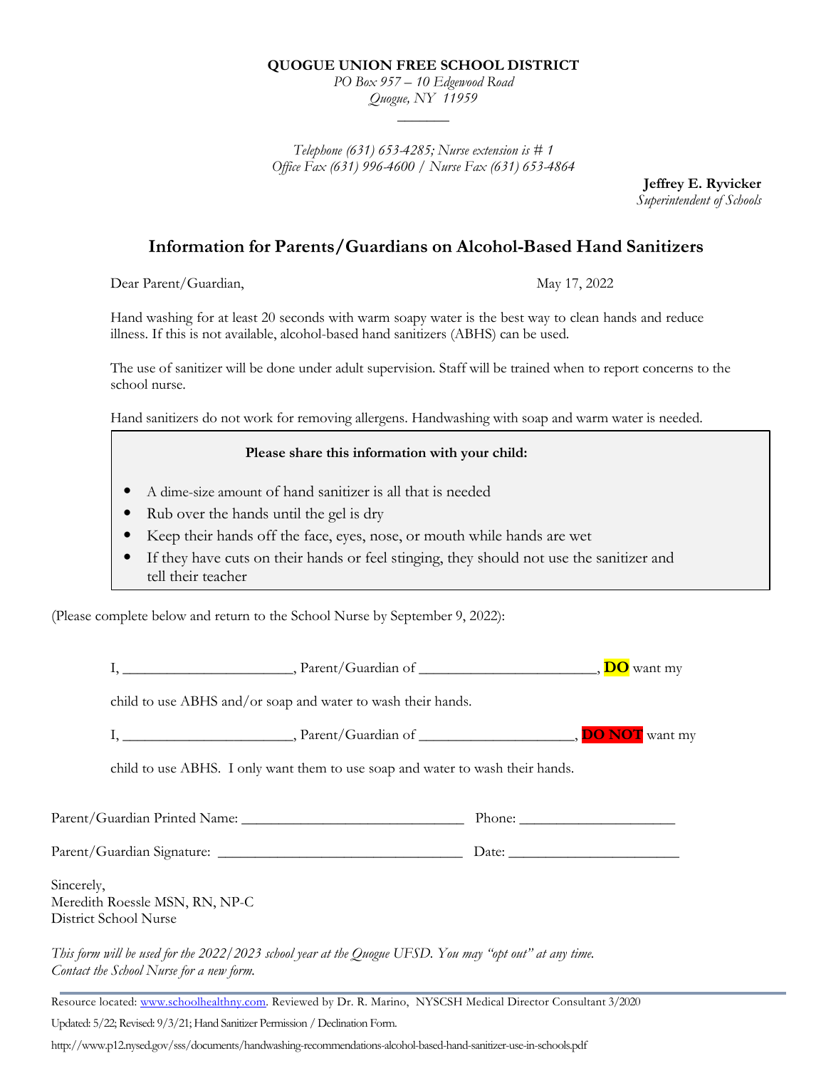**QUOGUE UNION FREE SCHOOL DISTRICT**
*PO Box 957 – 10 Edgewood Road*
*Quogue, NY 11959*

*Telephone (631) 653-4285; Nurse extension is # 1*
*Office Fax (631) 996-4600 / Nurse Fax (631) 653-4864*

**Jeffrey E. Ryvicker**
*Superintendent of Schools*

## Information for Parents/Guardians on Alcohol-Based Hand Sanitizers

Dear Parent/Guardian,

May 17, 2022

Hand washing for at least 20 seconds with warm soapy water is the best way to clean hands and reduce illness. If this is not available, alcohol-based hand sanitizers (ABHS) can be used.

The use of sanitizer will be done under adult supervision. Staff will be trained when to report concerns to the school nurse.

Hand sanitizers do not work for removing allergens. Handwashing with soap and warm water is needed.

**Please share this information with your child:**

- A dime-size amount of hand sanitizer is all that is needed
- Rub over the hands until the gel is dry
- Keep their hands off the face, eyes, nose, or mouth while hands are wet
- If they have cuts on their hands or feel stinging, they should not use the sanitizer and tell their teacher

(Please complete below and return to the School Nurse by September 9, 2022):

I, ______________________, Parent/Guardian of _______________________, **DO** want my child to use ABHS and/or soap and water to wash their hands.

I, ______________________, Parent/Guardian of ____________________, **DO NOT** want my child to use ABHS. I only want them to use soap and water to wash their hands.

Parent/Guardian Printed Name: _____________________________ Phone: ____________________

Parent/Guardian Signature: ________________________________ Date: ______________________

Sincerely,
Meredith Roessle MSN, RN, NP-C
District School Nurse

*This form will be used for the 2022/2023 school year at the Quogue UFSD. You may "opt out" at any time. Contact the School Nurse for a new form.*

Resource located: www.schoolhealthny.com. Reviewed by Dr. R. Marino, NYSCSH Medical Director Consultant 3/2020

Updated: 5/22; Revised: 9/3/21; Hand Sanitizer Permission / Declination Form.

http://www.p12.nysed.gov/sss/documents/handwashing-recommendations-alcohol-based-hand-sanitizer-use-in-schools.pdf